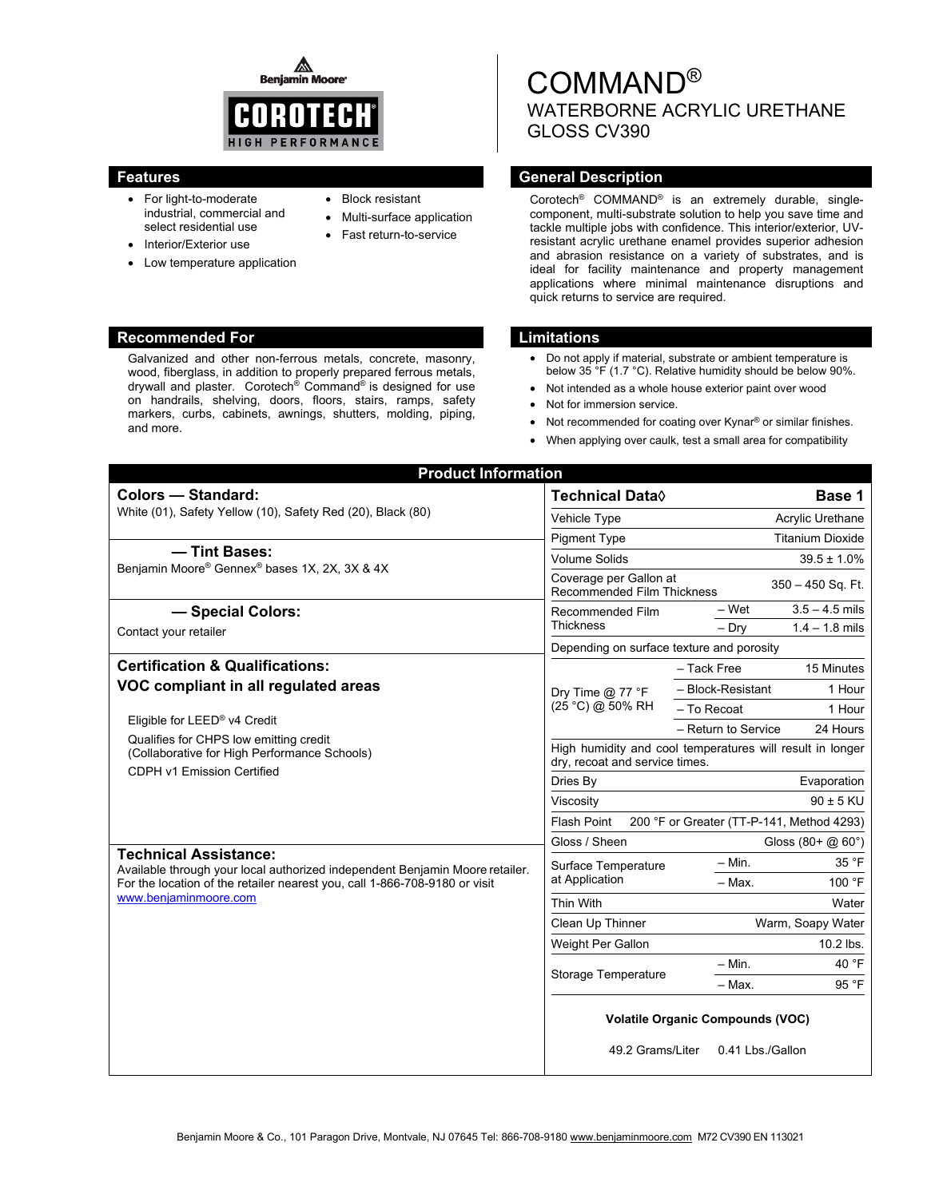Benjamin Moore

COROTECH
HIGH PERFORMANCE

# COMMAND®

## WATERBORNE ACRYLIC URETHANE GLOSS CV390

## Features

- For light-to-moderate industrial, commercial and select residential use
- Interior/Exterior use
- Low temperature application
- Block resistant
- Multi-surface application
- Fast return-to-service

## General Description

Corotech® COMMAND® is an extremely durable, single-component, multi-substrate solution to help you save time and tackle multiple jobs with confidence. This interior/exterior, UV-resistant acrylic urethane enamel provides superior adhesion and abrasion resistance on a variety of substrates, and is ideal for facility maintenance and property management applications where minimal maintenance disruptions and quick returns to service are required.

## Recommended For

Galvanized and other non-ferrous metals, concrete, masonry, wood, fiberglass, in addition to properly prepared ferrous metals, drywall and plaster. Corotech® Command® is designed for use on handrails, shelving, doors, floors, stairs, ramps, safety markers, curbs, cabinets, awnings, shutters, molding, piping, and more.

## Limitations

- Do not apply if material, substrate or ambient temperature is below 35 °F (1.7 °C). Relative humidity should be below 90%.
- Not intended as a whole house exterior paint over wood
- Not for immersion service.
- Not recommended for coating over Kynar® or similar finishes.
- When applying over caulk, test a small area for compatibility

## Product Information

### Colors — Standard:

White (01), Safety Yellow (10), Safety Red (20), Black (80)

### — Tint Bases:

Benjamin Moore® Gennex® bases 1X, 2X, 3X & 4X

### — Special Colors:

Contact your retailer

### Certification & Qualifications:

**VOC compliant in all regulated areas**

Eligible for LEED® v4 Credit

Qualifies for CHPS low emitting credit (Collaborative for High Performance Schools)

CDPH v1 Emission Certified

### Technical Assistance:

Available through your local authorized independent Benjamin Moore retailer. For the location of the retailer nearest you, call 1-866-708-9180 or visit www.benjaminmoore.com

| Technical Data◊ | | Base 1 |
|---|---|---|
| Vehicle Type | | Acrylic Urethane |
| Pigment Type | | Titanium Dioxide |
| Volume Solids | | 39.5 ± 1.0% |
| Coverage per Gallon at Recommended Film Thickness | | 350 – 450 Sq. Ft. |
| Recommended Film Thickness | – Wet | 3.5 – 4.5 mils |
| | – Dry | 1.4 – 1.8 mils |
| Depending on surface texture and porosity | | |
| Dry Time @ 77 °F (25 °C) @ 50% RH | – Tack Free | 15 Minutes |
| | – Block-Resistant | 1 Hour |
| | – To Recoat | 1 Hour |
| | – Return to Service | 24 Hours |
| High humidity and cool temperatures will result in longer dry, recoat and service times. | | |
| Dries By | | Evaporation |
| Viscosity | | 90 ± 5 KU |
| Flash Point | | 200 °F or Greater (TT-P-141, Method 4293) |
| Gloss / Sheen | | Gloss (80+ @ 60°) |
| Surface Temperature at Application | – Min. | 35 °F |
| | – Max. | 100 °F |
| Thin With | | Water |
| Clean Up Thinner | | Warm, Soapy Water |
| Weight Per Gallon | | 10.2 lbs. |
| Storage Temperature | – Min. | 40 °F |
| | – Max. | 95 °F |

**Volatile Organic Compounds (VOC)**

49.2 Grams/Liter 0.41 Lbs./Gallon

Benjamin Moore & Co., 101 Paragon Drive, Montvale, NJ 07645 Tel: 866-708-9180 www.benjaminmoore.com M72 CV390 EN 113021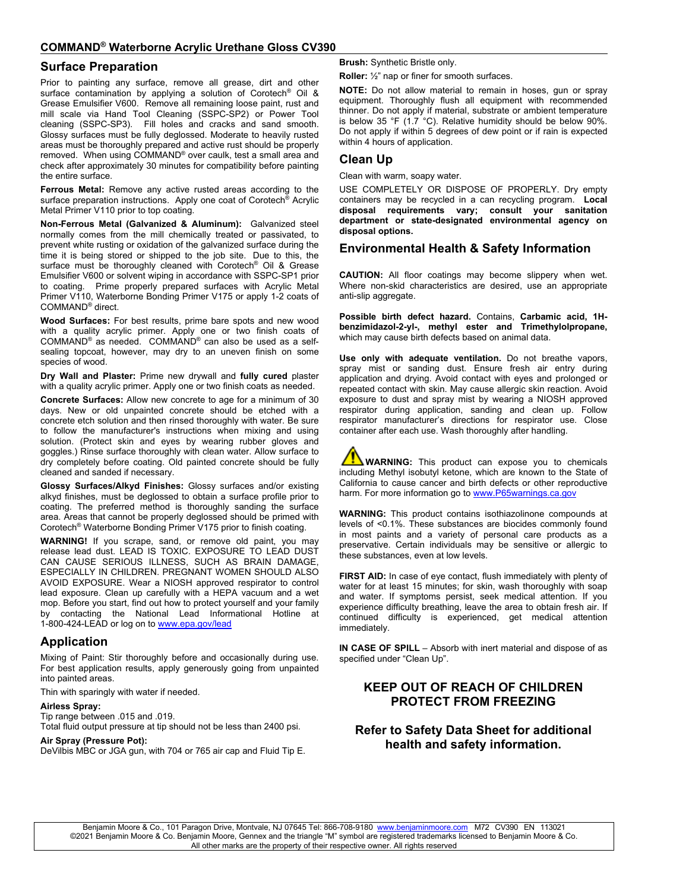# COMMAND® Waterborne Acrylic Urethane Gloss CV390

## Surface Preparation

Prior to painting any surface, remove all grease, dirt and other surface contamination by applying a solution of Corotech® Oil & Grease Emulsifier V600. Remove all remaining loose paint, rust and mill scale via Hand Tool Cleaning (SSPC-SP2) or Power Tool cleaning (SSPC-SP3). Fill holes and cracks and sand smooth. Glossy surfaces must be fully deglossed. Moderate to heavily rusted areas must be thoroughly prepared and active rust should be properly removed. When using COMMAND® over caulk, test a small area and check after approximately 30 minutes for compatibility before painting the entire surface.

**Ferrous Metal:** Remove any active rusted areas according to the surface preparation instructions. Apply one coat of Corotech® Acrylic Metal Primer V110 prior to top coating.

**Non-Ferrous Metal (Galvanized & Aluminum):** Galvanized steel normally comes from the mill chemically treated or passivated, to prevent white rusting or oxidation of the galvanized surface during the time it is being stored or shipped to the job site. Due to this, the surface must be thoroughly cleaned with Corotech® Oil & Grease Emulsifier V600 or solvent wiping in accordance with SSPC-SP1 prior to coating. Prime properly prepared surfaces with Acrylic Metal Primer V110, Waterborne Bonding Primer V175 or apply 1-2 coats of COMMAND® direct.

**Wood Surfaces:** For best results, prime bare spots and new wood with a quality acrylic primer. Apply one or two finish coats of COMMAND® as needed. COMMAND® can also be used as a self-sealing topcoat, however, may dry to an uneven finish on some species of wood.

**Dry Wall and Plaster:** Prime new drywall and **fully cured** plaster with a quality acrylic primer. Apply one or two finish coats as needed.

**Concrete Surfaces:** Allow new concrete to age for a minimum of 30 days. New or old unpainted concrete should be etched with a concrete etch solution and then rinsed thoroughly with water. Be sure to follow the manufacturer's instructions when mixing and using solution. (Protect skin and eyes by wearing rubber gloves and goggles.) Rinse surface thoroughly with clean water. Allow surface to dry completely before coating. Old painted concrete should be fully cleaned and sanded if necessary.

**Glossy Surfaces/Alkyd Finishes:** Glossy surfaces and/or existing alkyd finishes, must be deglossed to obtain a surface profile prior to coating. The preferred method is thoroughly sanding the surface area. Areas that cannot be properly deglossed should be primed with Corotech® Waterborne Bonding Primer V175 prior to finish coating.

**WARNING!** If you scrape, sand, or remove old paint, you may release lead dust. LEAD IS TOXIC. EXPOSURE TO LEAD DUST CAN CAUSE SERIOUS ILLNESS, SUCH AS BRAIN DAMAGE, ESPECIALLY IN CHILDREN. PREGNANT WOMEN SHOULD ALSO AVOID EXPOSURE. Wear a NIOSH approved respirator to control lead exposure. Clean up carefully with a HEPA vacuum and a wet mop. Before you start, find out how to protect yourself and your family by contacting the National Lead Informational Hotline at 1-800-424-LEAD or log on to www.epa.gov/lead

## Application

Mixing of Paint: Stir thoroughly before and occasionally during use. For best application results, apply generously going from unpainted into painted areas.

Thin with sparingly with water if needed.

**Airless Spray:**
Tip range between .015 and .019.
Total fluid output pressure at tip should not be less than 2400 psi.

**Air Spray (Pressure Pot):**
DeVilbis MBC or JGA gun, with 704 or 765 air cap and Fluid Tip E.

**Brush:** Synthetic Bristle only.

**Roller:** ½" nap or finer for smooth surfaces.

**NOTE:** Do not allow material to remain in hoses, gun or spray equipment. Thoroughly flush all equipment with recommended thinner. Do not apply if material, substrate or ambient temperature is below 35 °F (1.7 °C). Relative humidity should be below 90%. Do not apply if within 5 degrees of dew point or if rain is expected within 4 hours of application.

## Clean Up

Clean with warm, soapy water.

USE COMPLETELY OR DISPOSE OF PROPERLY. Dry empty containers may be recycled in a can recycling program. **Local disposal requirements vary; consult your sanitation department or state-designated environmental agency on disposal options.**

## Environmental Health & Safety Information

**CAUTION:** All floor coatings may become slippery when wet. Where non-skid characteristics are desired, use an appropriate anti-slip aggregate.

**Possible birth defect hazard.** Contains, **Carbamic acid, 1H-benzimidazol-2-yl-, methyl ester and Trimethylolpropane,** which may cause birth defects based on animal data.

**Use only with adequate ventilation.** Do not breathe vapors, spray mist or sanding dust. Ensure fresh air entry during application and drying. Avoid contact with eyes and prolonged or repeated contact with skin. May cause allergic skin reaction. Avoid exposure to dust and spray mist by wearing a NIOSH approved respirator during application, sanding and clean up. Follow respirator manufacturer's directions for respirator use. Close container after each use. Wash thoroughly after handling.

**WARNING:** This product can expose you to chemicals including Methyl isobutyl ketone, which are known to the State of California to cause cancer and birth defects or other reproductive harm. For more information go to www.P65warnings.ca.gov

**WARNING:** This product contains isothiazolinone compounds at levels of <0.1%. These substances are biocides commonly found in most paints and a variety of personal care products as a preservative. Certain individuals may be sensitive or allergic to these substances, even at low levels.

**FIRST AID:** In case of eye contact, flush immediately with plenty of water for at least 15 minutes; for skin, wash thoroughly with soap and water. If symptoms persist, seek medical attention. If you experience difficulty breathing, leave the area to obtain fresh air. If continued difficulty is experienced, get medical attention immediately.

**IN CASE OF SPILL** – Absorb with inert material and dispose of as specified under "Clean Up".

**KEEP OUT OF REACH OF CHILDREN**
**PROTECT FROM FREEZING**

**Refer to Safety Data Sheet for additional health and safety information.**

Benjamin Moore & Co., 101 Paragon Drive, Montvale, NJ 07645 Tel: 866-708-9180 www.benjaminmoore.com M72 CV390 EN 113021
©2021 Benjamin Moore & Co. Benjamin Moore, Gennex and the triangle "M" symbol are registered trademarks licensed to Benjamin Moore & Co.
All other marks are the property of their respective owner. All rights reserved